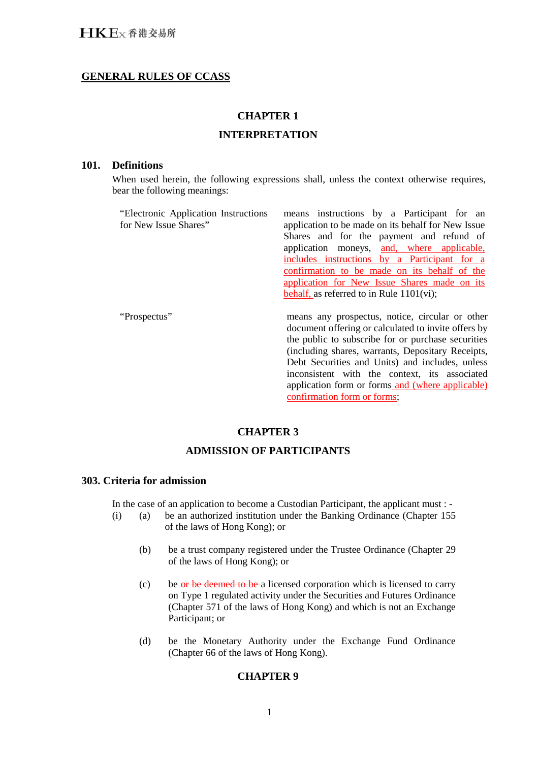# GENERAL RULES OF CCASS

## CHAPTER 1

## INTERPRETATION

### 101. Definitions

When used herein, the following expressions shall, unless the context otherwise requires, bear the following meanings:

| | |
|---|---|
| "Electronic Application Instructions for New Issue Shares" | means instructions by a Participant for an application to be made on its behalf for New Issue Shares and for the payment and refund of application moneys, and, where applicable, includes instructions by a Participant for a confirmation to be made on its behalf of the application for New Issue Shares made on its behalf, as referred to in Rule 1101(vi); |
| "Prospectus" | means any prospectus, notice, circular or other document offering or calculated to invite offers by the public to subscribe for or purchase securities (including shares, warrants, Depositary Receipts, Debt Securities and Units) and includes, unless inconsistent with the context, its associated application form or forms and (where applicable) confirmation form or forms; |

## CHAPTER 3

## ADMISSION OF PARTICIPANTS

### 303. Criteria for admission

In the case of an application to become a Custodian Participant, the applicant must : -

(i) (a) be an authorized institution under the Banking Ordinance (Chapter 155 of the laws of Hong Kong); or

(b) be a trust company registered under the Trustee Ordinance (Chapter 29 of the laws of Hong Kong); or

(c) be ~~or be deemed to be~~ a licensed corporation which is licensed to carry on Type 1 regulated activity under the Securities and Futures Ordinance (Chapter 571 of the laws of Hong Kong) and which is not an Exchange Participant; or

(d) be the Monetary Authority under the Exchange Fund Ordinance (Chapter 66 of the laws of Hong Kong).

## CHAPTER 9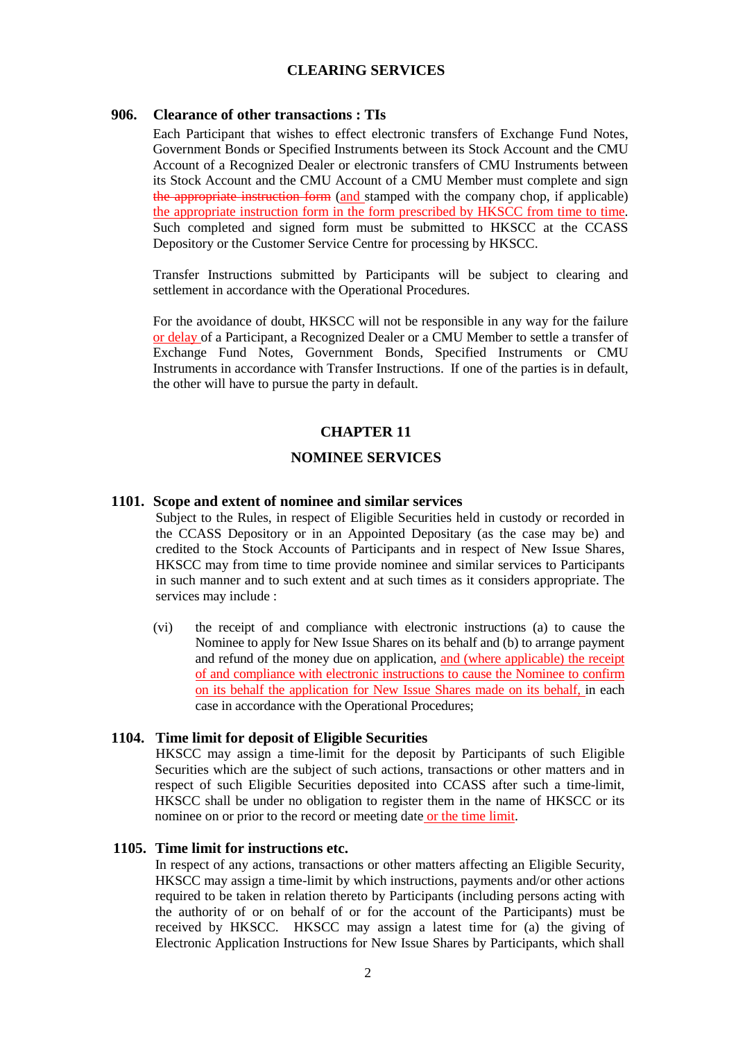## CLEARING SERVICES

### 906. Clearance of other transactions : TIs

Each Participant that wishes to effect electronic transfers of Exchange Fund Notes, Government Bonds or Specified Instruments between its Stock Account and the CMU Account of a Recognized Dealer or electronic transfers of CMU Instruments between its Stock Account and the CMU Account of a CMU Member must complete and sign ~~the appropriate instruction form~~ (and stamped with the company chop, if applicable) the appropriate instruction form in the form prescribed by HKSCC from time to time. Such completed and signed form must be submitted to HKSCC at the CCASS Depository or the Customer Service Centre for processing by HKSCC.

Transfer Instructions submitted by Participants will be subject to clearing and settlement in accordance with the Operational Procedures.

For the avoidance of doubt, HKSCC will not be responsible in any way for the failure or delay of a Participant, a Recognized Dealer or a CMU Member to settle a transfer of Exchange Fund Notes, Government Bonds, Specified Instruments or CMU Instruments in accordance with Transfer Instructions. If one of the parties is in default, the other will have to pursue the party in default.

## CHAPTER 11

## NOMINEE SERVICES

### 1101. Scope and extent of nominee and similar services

Subject to the Rules, in respect of Eligible Securities held in custody or recorded in the CCASS Depository or in an Appointed Depositary (as the case may be) and credited to the Stock Accounts of Participants and in respect of New Issue Shares, HKSCC may from time to time provide nominee and similar services to Participants in such manner and to such extent and at such times as it considers appropriate. The services may include :

(vi) the receipt of and compliance with electronic instructions (a) to cause the Nominee to apply for New Issue Shares on its behalf and (b) to arrange payment and refund of the money due on application, and (where applicable) the receipt of and compliance with electronic instructions to cause the Nominee to confirm on its behalf the application for New Issue Shares made on its behalf, in each case in accordance with the Operational Procedures;

### 1104. Time limit for deposit of Eligible Securities

HKSCC may assign a time-limit for the deposit by Participants of such Eligible Securities which are the subject of such actions, transactions or other matters and in respect of such Eligible Securities deposited into CCASS after such a time-limit, HKSCC shall be under no obligation to register them in the name of HKSCC or its nominee on or prior to the record or meeting date or the time limit.

### 1105. Time limit for instructions etc.

In respect of any actions, transactions or other matters affecting an Eligible Security, HKSCC may assign a time-limit by which instructions, payments and/or other actions required to be taken in relation thereto by Participants (including persons acting with the authority of or on behalf of or for the account of the Participants) must be received by HKSCC. HKSCC may assign a latest time for (a) the giving of Electronic Application Instructions for New Issue Shares by Participants, which shall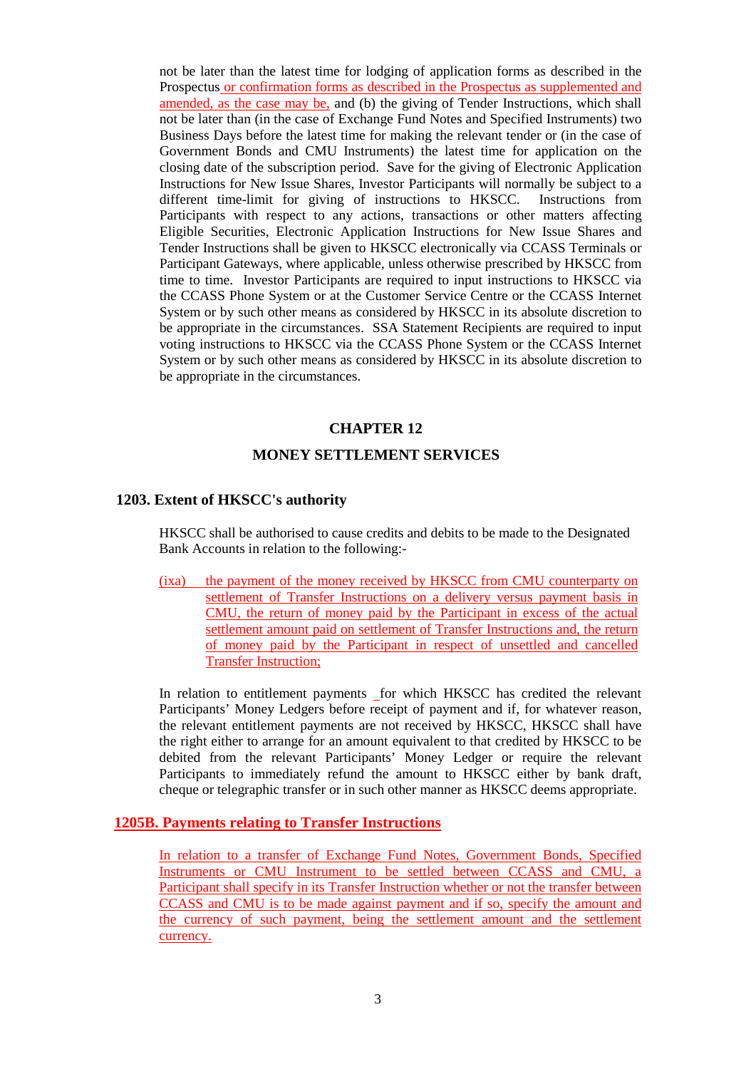not be later than the latest time for lodging of application forms as described in the Prospectus or confirmation forms as described in the Prospectus as supplemented and amended, as the case may be, and (b) the giving of Tender Instructions, which shall not be later than (in the case of Exchange Fund Notes and Specified Instruments) two Business Days before the latest time for making the relevant tender or (in the case of Government Bonds and CMU Instruments) the latest time for application on the closing date of the subscription period. Save for the giving of Electronic Application Instructions for New Issue Shares, Investor Participants will normally be subject to a different time-limit for giving of instructions to HKSCC. Instructions from Participants with respect to any actions, transactions or other matters affecting Eligible Securities, Electronic Application Instructions for New Issue Shares and Tender Instructions shall be given to HKSCC electronically via CCASS Terminals or Participant Gateways, where applicable, unless otherwise prescribed by HKSCC from time to time. Investor Participants are required to input instructions to HKSCC via the CCASS Phone System or at the Customer Service Centre or the CCASS Internet System or by such other means as considered by HKSCC in its absolute discretion to be appropriate in the circumstances. SSA Statement Recipients are required to input voting instructions to HKSCC via the CCASS Phone System or the CCASS Internet System or by such other means as considered by HKSCC in its absolute discretion to be appropriate in the circumstances.

## CHAPTER 12

## MONEY SETTLEMENT SERVICES

### 1203. Extent of HKSCC's authority

HKSCC shall be authorised to cause credits and debits to be made to the Designated Bank Accounts in relation to the following:-

(ixa) the payment of the money received by HKSCC from CMU counterparty on settlement of Transfer Instructions on a delivery versus payment basis in CMU, the return of money paid by the Participant in excess of the actual settlement amount paid on settlement of Transfer Instructions and, the return of money paid by the Participant in respect of unsettled and cancelled Transfer Instruction;

In relation to entitlement payments for which HKSCC has credited the relevant Participants' Money Ledgers before receipt of payment and if, for whatever reason, the relevant entitlement payments are not received by HKSCC, HKSCC shall have the right either to arrange for an amount equivalent to that credited by HKSCC to be debited from the relevant Participants' Money Ledger or require the relevant Participants to immediately refund the amount to HKSCC either by bank draft, cheque or telegraphic transfer or in such other manner as HKSCC deems appropriate.

### 1205B. Payments relating to Transfer Instructions

In relation to a transfer of Exchange Fund Notes, Government Bonds, Specified Instruments or CMU Instrument to be settled between CCASS and CMU, a Participant shall specify in its Transfer Instruction whether or not the transfer between CCASS and CMU is to be made against payment and if so, specify the amount and the currency of such payment, being the settlement amount and the settlement currency.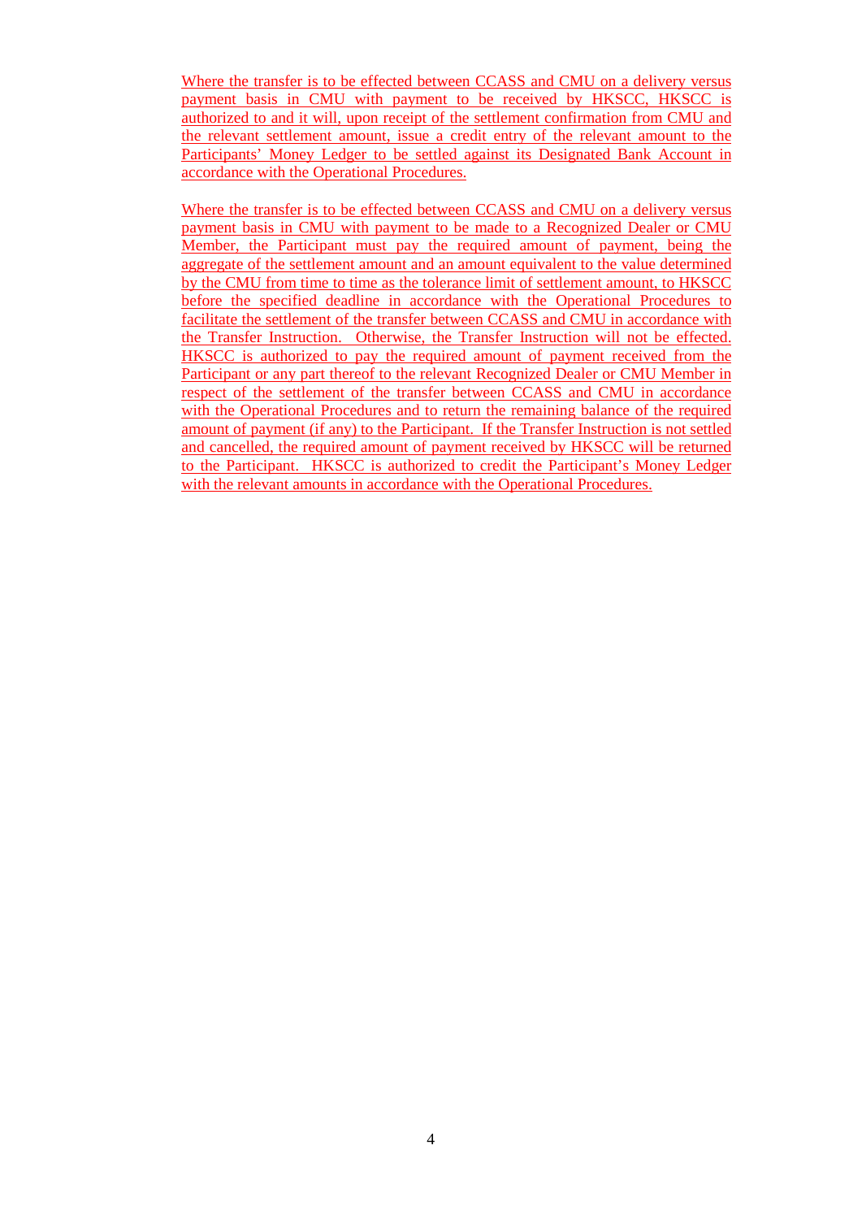Where the transfer is to be effected between CCASS and CMU on a delivery versus payment basis in CMU with payment to be received by HKSCC, HKSCC is authorized to and it will, upon receipt of the settlement confirmation from CMU and the relevant settlement amount, issue a credit entry of the relevant amount to the Participants' Money Ledger to be settled against its Designated Bank Account in accordance with the Operational Procedures.

Where the transfer is to be effected between CCASS and CMU on a delivery versus payment basis in CMU with payment to be made to a Recognized Dealer or CMU Member, the Participant must pay the required amount of payment, being the aggregate of the settlement amount and an amount equivalent to the value determined by the CMU from time to time as the tolerance limit of settlement amount, to HKSCC before the specified deadline in accordance with the Operational Procedures to facilitate the settlement of the transfer between CCASS and CMU in accordance with the Transfer Instruction. Otherwise, the Transfer Instruction will not be effected. HKSCC is authorized to pay the required amount of payment received from the Participant or any part thereof to the relevant Recognized Dealer or CMU Member in respect of the settlement of the transfer between CCASS and CMU in accordance with the Operational Procedures and to return the remaining balance of the required amount of payment (if any) to the Participant. If the Transfer Instruction is not settled and cancelled, the required amount of payment received by HKSCC will be returned to the Participant. HKSCC is authorized to credit the Participant's Money Ledger with the relevant amounts in accordance with the Operational Procedures.